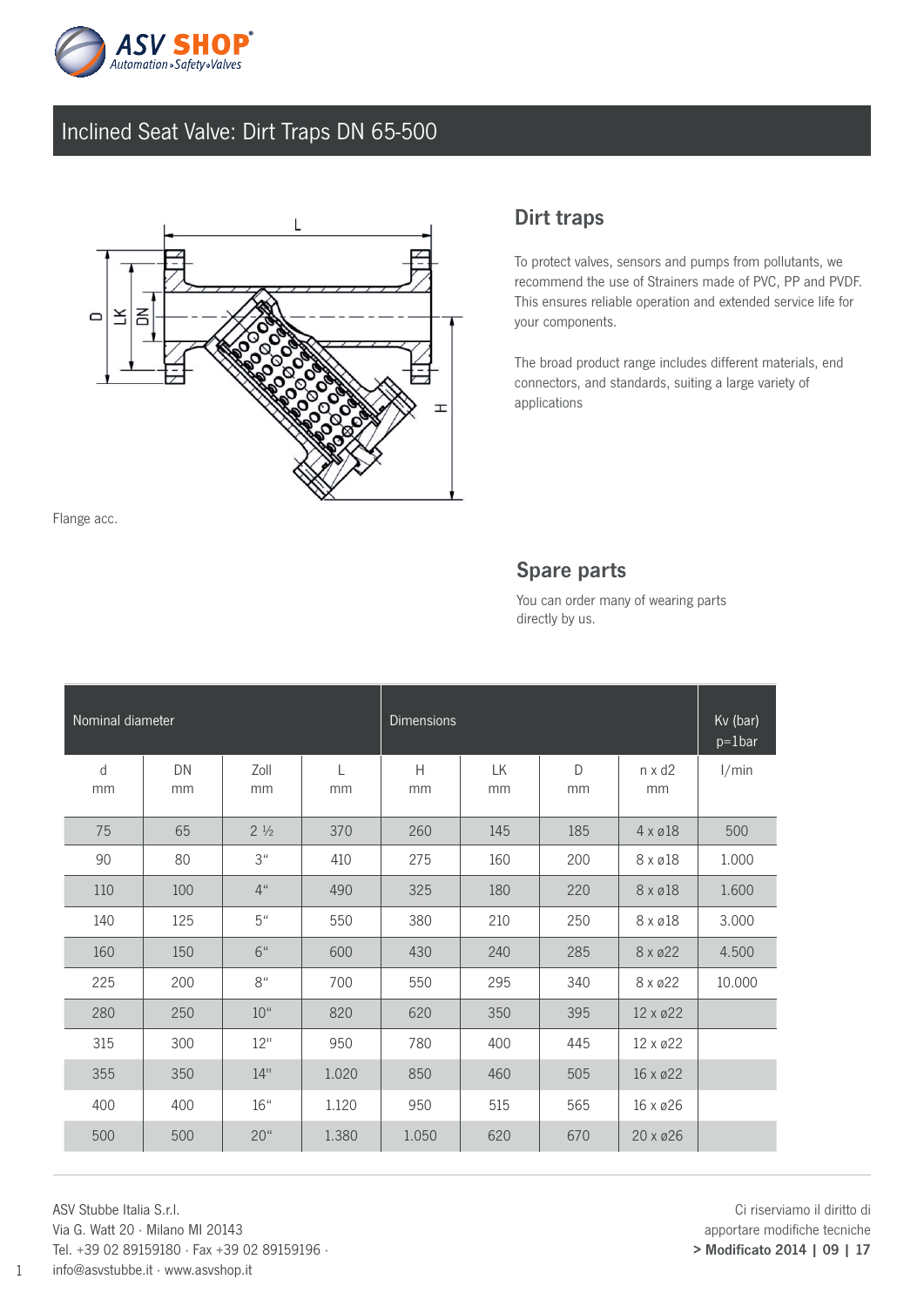# Inclined Seat Valve: Dirt Traps DN 65-500

Flange acc.

## Dirt traps

To protect valves, sensors and pumps from pollutants, we recommend the use of Strainers made of PVC, PP and PVDF. This ensures reliable operation and extended service life for your components.

The broad product range includes different materials, end connectors, and standards, suiting a large variety of applications

## Spare parts

You can order many of wearing parts directly by us.

| Nominal diameter | | | | Dimensions | | | | Kv (bar) p=1bar |
|---|---|---|---|---|---|---|---|---|
| d mm | DN mm | Zoll mm | L mm | H mm | LK mm | D mm | n x d2 mm | l/min |
| 75 | 65 | 2 ½ | 370 | 260 | 145 | 185 | 4 x ø18 | 500 |
| 90 | 80 | 3" | 410 | 275 | 160 | 200 | 8 x ø18 | 1.000 |
| 110 | 100 | 4" | 490 | 325 | 180 | 220 | 8 x ø18 | 1.600 |
| 140 | 125 | 5" | 550 | 380 | 210 | 250 | 8 x ø18 | 3.000 |
| 160 | 150 | 6" | 600 | 430 | 240 | 285 | 8 x ø22 | 4.500 |
| 225 | 200 | 8" | 700 | 550 | 295 | 340 | 8 x ø22 | 10.000 |
| 280 | 250 | 10" | 820 | 620 | 350 | 395 | 12 x ø22 | |
| 315 | 300 | 12" | 950 | 780 | 400 | 445 | 12 x ø22 | |
| 355 | 350 | 14" | 1.020 | 850 | 460 | 505 | 16 x ø22 | |
| 400 | 400 | 16" | 1.120 | 950 | 515 | 565 | 16 x ø26 | |
| 500 | 500 | 20" | 1.380 | 1.050 | 620 | 670 | 20 x ø26 | |

ASV Stubbe Italia S.r.l.
Via G. Watt 20 · Milano MI 20143
Tel. +39 02 89159180 · Fax +39 02 89159196 ·
info@asvstubbe.it · www.asvshop.it

Ci riserviamo il diritto di apportare modifiche tecniche
**> Modificato 2014 | 09 | 17**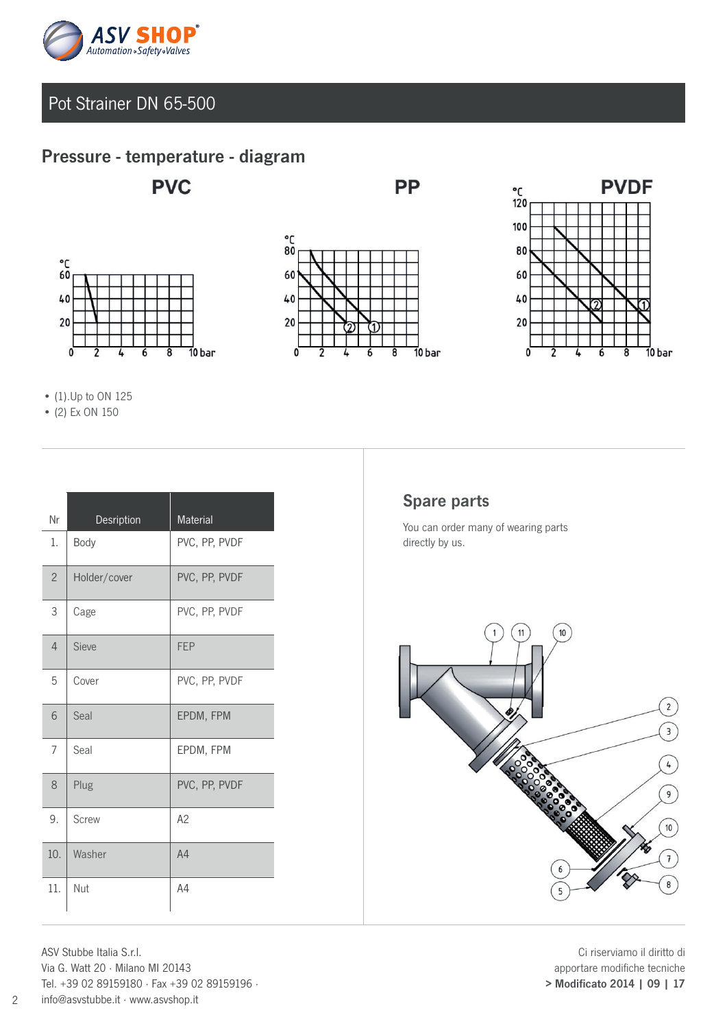# Pot Strainer DN 65-500

## Pressure - temperature - diagram

PVC

°C
60
40
20
0 2 4 6 8 10 bar

PP

°C
80
60
40
20
0 2 4 6 8 10 bar
2 1

PVDF

°C
120
100
80
60
40
20
0 2 4 6 8 10 bar
2 1

- (1).Up to ON 125
- (2) Ex ON 150

| Nr | Desription | Material |
|---|---|---|
| 1. | Body | PVC, PP, PVDF |
| 2 | Holder/cover | PVC, PP, PVDF |
| 3 | Cage | PVC, PP, PVDF |
| 4 | Sieve | FEP |
| 5 | Cover | PVC, PP, PVDF |
| 6 | Seal | EPDM, FPM |
| 7 | Seal | EPDM, FPM |
| 8 | Plug | PVC, PP, PVDF |
| 9. | Screw | A2 |
| 10. | Washer | A4 |
| 11. | Nut | A4 |

## Spare parts

You can order many of wearing parts directly by us.

1 11 10 2 3 4 9 10 7 8 6 5

ASV Stubbe Italia S.r.l.
Via G. Watt 20 · Milano MI 20143
Tel. +39 02 89159180 · Fax +39 02 89159196 ·
info@asvstubbe.it · www.asvshop.it

Ci riserviamo il diritto di apportare modifiche tecniche
**> Modificato 2014 | 09 | 17**